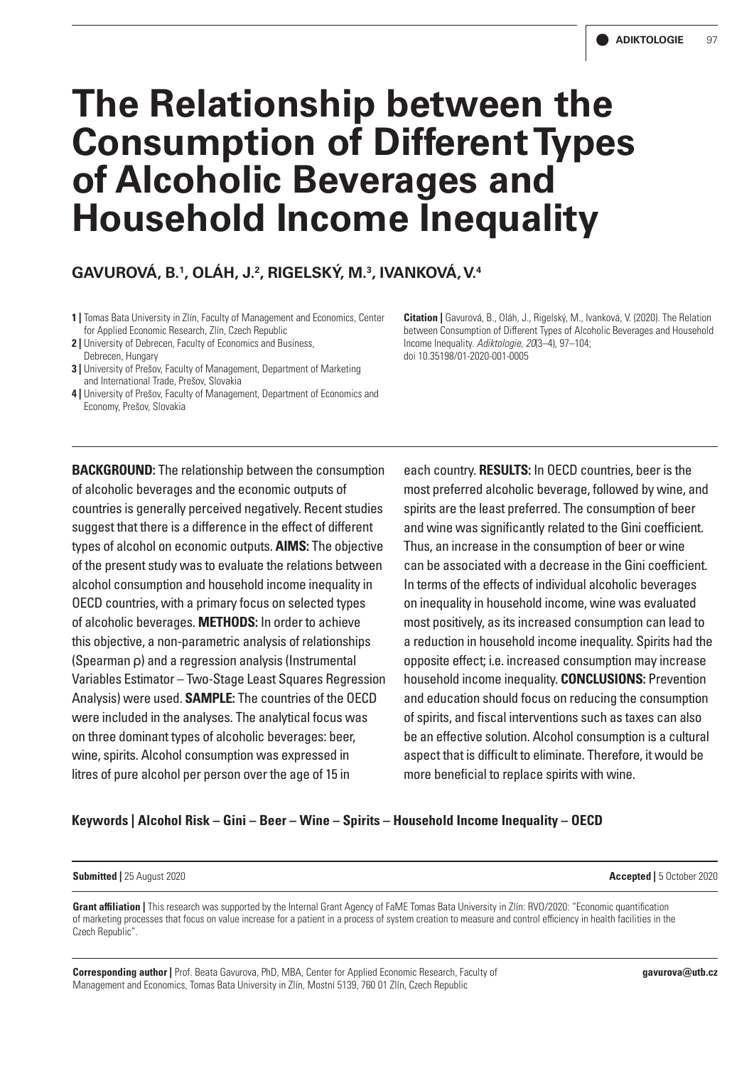# The Relationship between the Consumption of Different Types of Alcoholic Beverages and Household Income Inequality

**GAVUROVÁ, B.[1], OLÁH, J.[2], RIGELSKÝ, M.[3], IVANKOVÁ, V.[4]**

**1 |** Tomas Bata University in Zlín, Faculty of Management and Economics, Center for Applied Economic Research, Zlín, Czech Republic
**2 |** University of Debrecen, Faculty of Economics and Business, Debrecen, Hungary
**3 |** University of Prešov, Faculty of Management, Department of Marketing and International Trade, Prešov, Slovakia
**4 |** University of Prešov, Faculty of Management, Department of Economics and Economy, Prešov, Slovakia

**Citation |** Gavurová, B., Oláh, J., Rigelský, M., Ivanková, V. (2020). The Relation between Consumption of Different Types of Alcoholic Beverages and Household Income Inequality. *Adiktologie, 20*(3–4), 97–104; doi 10.35198/01-2020-001-0005

**BACKGROUND:** The relationship between the consumption of alcoholic beverages and the economic outputs of countries is generally perceived negatively. Recent studies suggest that there is a difference in the effect of different types of alcohol on economic outputs. **AIMS:** The objective of the present study was to evaluate the relations between alcohol consumption and household income inequality in OECD countries, with a primary focus on selected types of alcoholic beverages. **METHODS:** In order to achieve this objective, a non-parametric analysis of relationships (Spearman ρ) and a regression analysis (Instrumental Variables Estimator – Two-Stage Least Squares Regression Analysis) were used. **SAMPLE:** The countries of the OECD were included in the analyses. The analytical focus was on three dominant types of alcoholic beverages: beer, wine, spirits. Alcohol consumption was expressed in litres of pure alcohol per person over the age of 15 in each country. **RESULTS:** In OECD countries, beer is the most preferred alcoholic beverage, followed by wine, and spirits are the least preferred. The consumption of beer and wine was significantly related to the Gini coefficient. Thus, an increase in the consumption of beer or wine can be associated with a decrease in the Gini coefficient. In terms of the effects of individual alcoholic beverages on inequality in household income, wine was evaluated most positively, as its increased consumption can lead to a reduction in household income inequality. Spirits had the opposite effect; i.e. increased consumption may increase household income inequality. **CONCLUSIONS:** Prevention and education should focus on reducing the consumption of spirits, and fiscal interventions such as taxes can also be an effective solution. Alcohol consumption is a cultural aspect that is difficult to eliminate. Therefore, it would be more beneficial to replace spirits with wine.

**Keywords | Alcohol Risk – Gini – Beer – Wine – Spirits – Household Income Inequality – OECD**

**Submitted |** 25 August 2020 **Accepted |** 5 October 2020

**Grant affiliation |** This research was supported by the Internal Grant Agency of FaME Tomas Bata University in Zlín: RVO/2020: "Economic quantification of marketing processes that focus on value increase for a patient in a process of system creation to measure and control efficiency in health facilities in the Czech Republic".

**Corresponding author |** Prof. Beata Gavurova, PhD, MBA, Center for Applied Economic Research, Faculty of Management and Economics, Tomas Bata University in Zlín, Mostní 5139, 760 01 Zlín, Czech Republic **gavurova@utb.cz**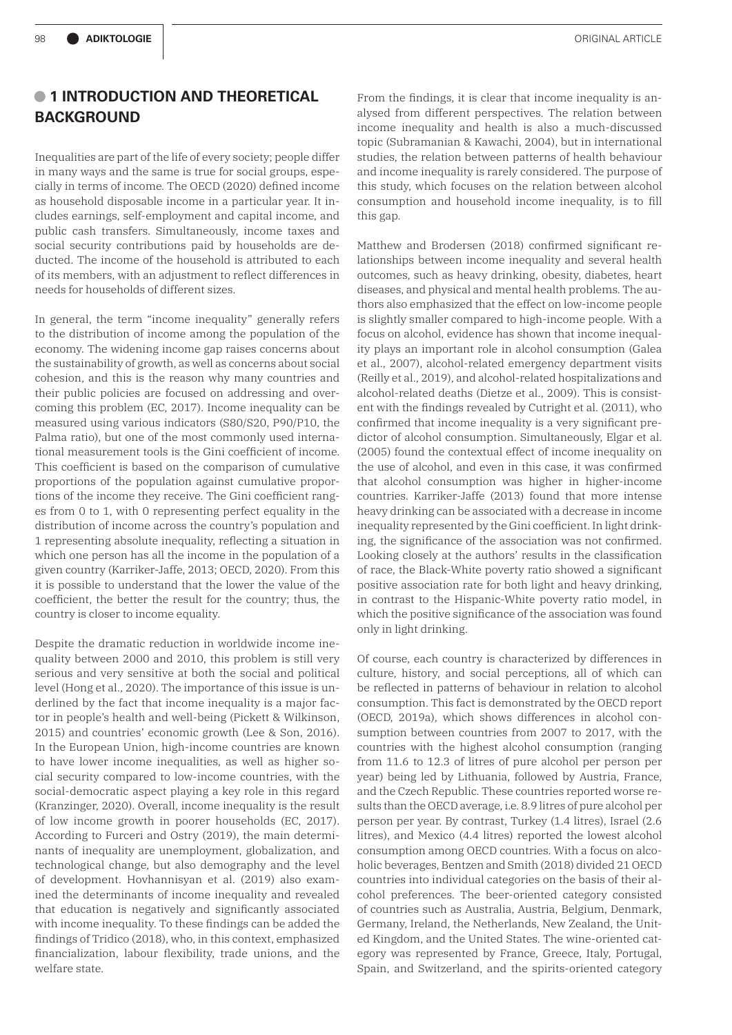## 1 INTRODUCTION AND THEORETICAL BACKGROUND

Inequalities are part of the life of every society; people differ in many ways and the same is true for social groups, especially in terms of income. The OECD (2020) defined income as household disposable income in a particular year. It includes earnings, self-employment and capital income, and public cash transfers. Simultaneously, income taxes and social security contributions paid by households are deducted. The income of the household is attributed to each of its members, with an adjustment to reflect differences in needs for households of different sizes.

In general, the term "income inequality" generally refers to the distribution of income among the population of the economy. The widening income gap raises concerns about the sustainability of growth, as well as concerns about social cohesion, and this is the reason why many countries and their public policies are focused on addressing and overcoming this problem (EC, 2017). Income inequality can be measured using various indicators (S80/S20, P90/P10, the Palma ratio), but one of the most commonly used international measurement tools is the Gini coefficient of income. This coefficient is based on the comparison of cumulative proportions of the population against cumulative proportions of the income they receive. The Gini coefficient ranges from 0 to 1, with 0 representing perfect equality in the distribution of income across the country's population and 1 representing absolute inequality, reflecting a situation in which one person has all the income in the population of a given country (Karriker-Jaffe, 2013; OECD, 2020). From this it is possible to understand that the lower the value of the coefficient, the better the result for the country; thus, the country is closer to income equality.

Despite the dramatic reduction in worldwide income inequality between 2000 and 2010, this problem is still very serious and very sensitive at both the social and political level (Hong et al., 2020). The importance of this issue is underlined by the fact that income inequality is a major factor in people's health and well-being (Pickett & Wilkinson, 2015) and countries' economic growth (Lee & Son, 2016). In the European Union, high-income countries are known to have lower income inequalities, as well as higher social security compared to low-income countries, with the social-democratic aspect playing a key role in this regard (Kranzinger, 2020). Overall, income inequality is the result of low income growth in poorer households (EC, 2017). According to Furceri and Ostry (2019), the main determinants of inequality are unemployment, globalization, and technological change, but also demography and the level of development. Hovhannisyan et al. (2019) also examined the determinants of income inequality and revealed that education is negatively and significantly associated with income inequality. To these findings can be added the findings of Tridico (2018), who, in this context, emphasized financialization, labour flexibility, trade unions, and the welfare state.

From the findings, it is clear that income inequality is analysed from different perspectives. The relation between income inequality and health is also a much-discussed topic (Subramanian & Kawachi, 2004), but in international studies, the relation between patterns of health behaviour and income inequality is rarely considered. The purpose of this study, which focuses on the relation between alcohol consumption and household income inequality, is to fill this gap.

Matthew and Brodersen (2018) confirmed significant relationships between income inequality and several health outcomes, such as heavy drinking, obesity, diabetes, heart diseases, and physical and mental health problems. The authors also emphasized that the effect on low-income people is slightly smaller compared to high-income people. With a focus on alcohol, evidence has shown that income inequality plays an important role in alcohol consumption (Galea et al., 2007), alcohol-related emergency department visits (Reilly et al., 2019), and alcohol-related hospitalizations and alcohol-related deaths (Dietze et al., 2009). This is consistent with the findings revealed by Cutright et al. (2011), who confirmed that income inequality is a very significant predictor of alcohol consumption. Simultaneously, Elgar et al. (2005) found the contextual effect of income inequality on the use of alcohol, and even in this case, it was confirmed that alcohol consumption was higher in higher-income countries. Karriker-Jaffe (2013) found that more intense heavy drinking can be associated with a decrease in income inequality represented by the Gini coefficient. In light drinking, the significance of the association was not confirmed. Looking closely at the authors' results in the classification of race, the Black-White poverty ratio showed a significant positive association rate for both light and heavy drinking, in contrast to the Hispanic-White poverty ratio model, in which the positive significance of the association was found only in light drinking.

Of course, each country is characterized by differences in culture, history, and social perceptions, all of which can be reflected in patterns of behaviour in relation to alcohol consumption. This fact is demonstrated by the OECD report (OECD, 2019a), which shows differences in alcohol consumption between countries from 2007 to 2017, with the countries with the highest alcohol consumption (ranging from 11.6 to 12.3 of litres of pure alcohol per person per year) being led by Lithuania, followed by Austria, France, and the Czech Republic. These countries reported worse results than the OECD average, i.e. 8.9 litres of pure alcohol per person per year. By contrast, Turkey (1.4 litres), Israel (2.6 litres), and Mexico (4.4 litres) reported the lowest alcohol consumption among OECD countries. With a focus on alcoholic beverages, Bentzen and Smith (2018) divided 21 OECD countries into individual categories on the basis of their alcohol preferences. The beer-oriented category consisted of countries such as Australia, Austria, Belgium, Denmark, Germany, Ireland, the Netherlands, New Zealand, the United Kingdom, and the United States. The wine-oriented category was represented by France, Greece, Italy, Portugal, Spain, and Switzerland, and the spirits-oriented category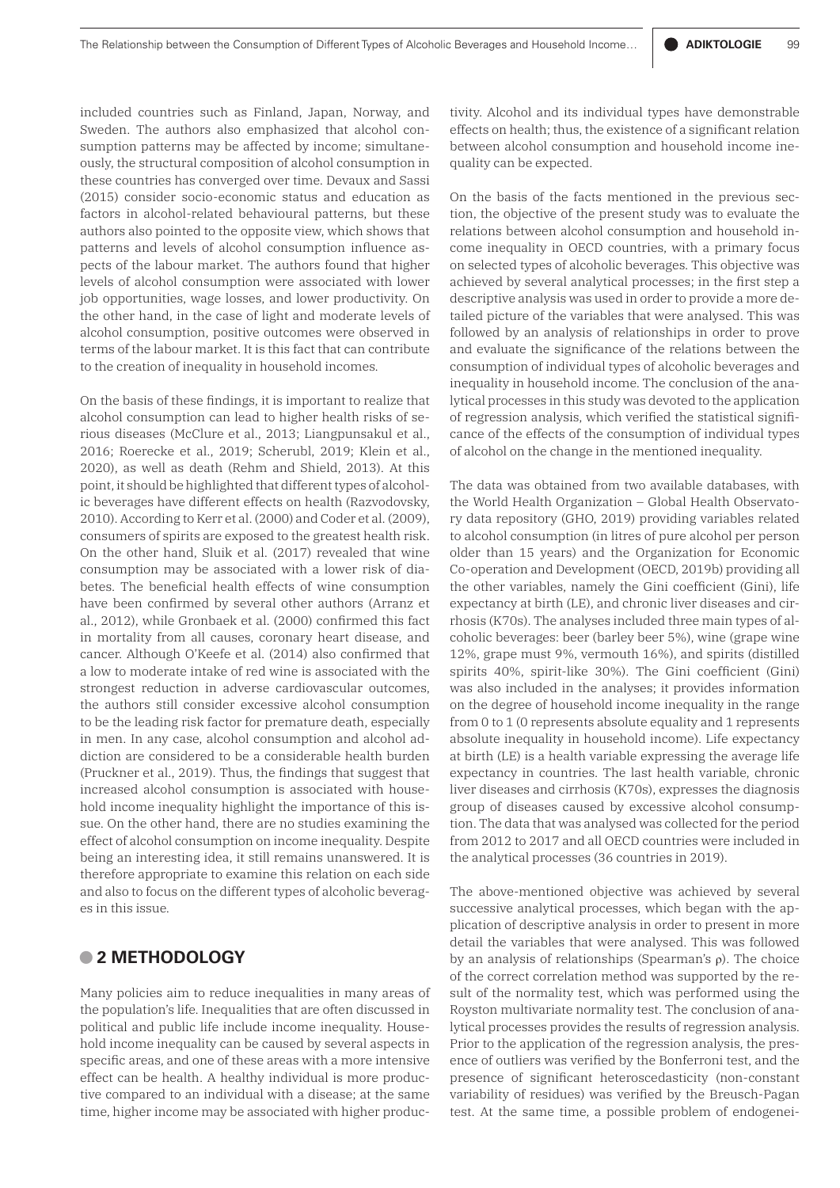included countries such as Finland, Japan, Norway, and Sweden. The authors also emphasized that alcohol consumption patterns may be affected by income; simultaneously, the structural composition of alcohol consumption in these countries has converged over time. Devaux and Sassi (2015) consider socio-economic status and education as factors in alcohol-related behavioural patterns, but these authors also pointed to the opposite view, which shows that patterns and levels of alcohol consumption influence aspects of the labour market. The authors found that higher levels of alcohol consumption were associated with lower job opportunities, wage losses, and lower productivity. On the other hand, in the case of light and moderate levels of alcohol consumption, positive outcomes were observed in terms of the labour market. It is this fact that can contribute to the creation of inequality in household incomes.

On the basis of these findings, it is important to realize that alcohol consumption can lead to higher health risks of serious diseases (McClure et al., 2013; Liangpunsakul et al., 2016; Roerecke et al., 2019; Scherubl, 2019; Klein et al., 2020), as well as death (Rehm and Shield, 2013). At this point, it should be highlighted that different types of alcoholic beverages have different effects on health (Razvodovsky, 2010). According to Kerr et al. (2000) and Coder et al. (2009), consumers of spirits are exposed to the greatest health risk. On the other hand, Sluik et al. (2017) revealed that wine consumption may be associated with a lower risk of diabetes. The beneficial health effects of wine consumption have been confirmed by several other authors (Arranz et al., 2012), while Gronbaek et al. (2000) confirmed this fact in mortality from all causes, coronary heart disease, and cancer. Although O'Keefe et al. (2014) also confirmed that a low to moderate intake of red wine is associated with the strongest reduction in adverse cardiovascular outcomes, the authors still consider excessive alcohol consumption to be the leading risk factor for premature death, especially in men. In any case, alcohol consumption and alcohol addiction are considered to be a considerable health burden (Pruckner et al., 2019). Thus, the findings that suggest that increased alcohol consumption is associated with household income inequality highlight the importance of this issue. On the other hand, there are no studies examining the effect of alcohol consumption on income inequality. Despite being an interesting idea, it still remains unanswered. It is therefore appropriate to examine this relation on each side and also to focus on the different types of alcoholic beverages in this issue.

## 2 METHODOLOGY

Many policies aim to reduce inequalities in many areas of the population's life. Inequalities that are often discussed in political and public life include income inequality. Household income inequality can be caused by several aspects in specific areas, and one of these areas with a more intensive effect can be health. A healthy individual is more productive compared to an individual with a disease; at the same time, higher income may be associated with higher productivity. Alcohol and its individual types have demonstrable effects on health; thus, the existence of a significant relation between alcohol consumption and household income inequality can be expected.

On the basis of the facts mentioned in the previous section, the objective of the present study was to evaluate the relations between alcohol consumption and household income inequality in OECD countries, with a primary focus on selected types of alcoholic beverages. This objective was achieved by several analytical processes; in the first step a descriptive analysis was used in order to provide a more detailed picture of the variables that were analysed. This was followed by an analysis of relationships in order to prove and evaluate the significance of the relations between the consumption of individual types of alcoholic beverages and inequality in household income. The conclusion of the analytical processes in this study was devoted to the application of regression analysis, which verified the statistical significance of the effects of the consumption of individual types of alcohol on the change in the mentioned inequality.

The data was obtained from two available databases, with the World Health Organization – Global Health Observatory data repository (GHO, 2019) providing variables related to alcohol consumption (in litres of pure alcohol per person older than 15 years) and the Organization for Economic Co-operation and Development (OECD, 2019b) providing all the other variables, namely the Gini coefficient (Gini), life expectancy at birth (LE), and chronic liver diseases and cirrhosis (K70s). The analyses included three main types of alcoholic beverages: beer (barley beer 5%), wine (grape wine 12%, grape must 9%, vermouth 16%), and spirits (distilled spirits 40%, spirit-like 30%). The Gini coefficient (Gini) was also included in the analyses; it provides information on the degree of household income inequality in the range from 0 to 1 (0 represents absolute equality and 1 represents absolute inequality in household income). Life expectancy at birth (LE) is a health variable expressing the average life expectancy in countries. The last health variable, chronic liver diseases and cirrhosis (K70s), expresses the diagnosis group of diseases caused by excessive alcohol consumption. The data that was analysed was collected for the period from 2012 to 2017 and all OECD countries were included in the analytical processes (36 countries in 2019).

The above-mentioned objective was achieved by several successive analytical processes, which began with the application of descriptive analysis in order to present in more detail the variables that were analysed. This was followed by an analysis of relationships (Spearman's $\rho$). The choice of the correct correlation method was supported by the result of the normality test, which was performed using the Royston multivariate normality test. The conclusion of analytical processes provides the results of regression analysis. Prior to the application of the regression analysis, the presence of outliers was verified by the Bonferroni test, and the presence of significant heteroscedasticity (non-constant variability of residues) was verified by the Breusch-Pagan test. At the same time, a possible problem of endogenei-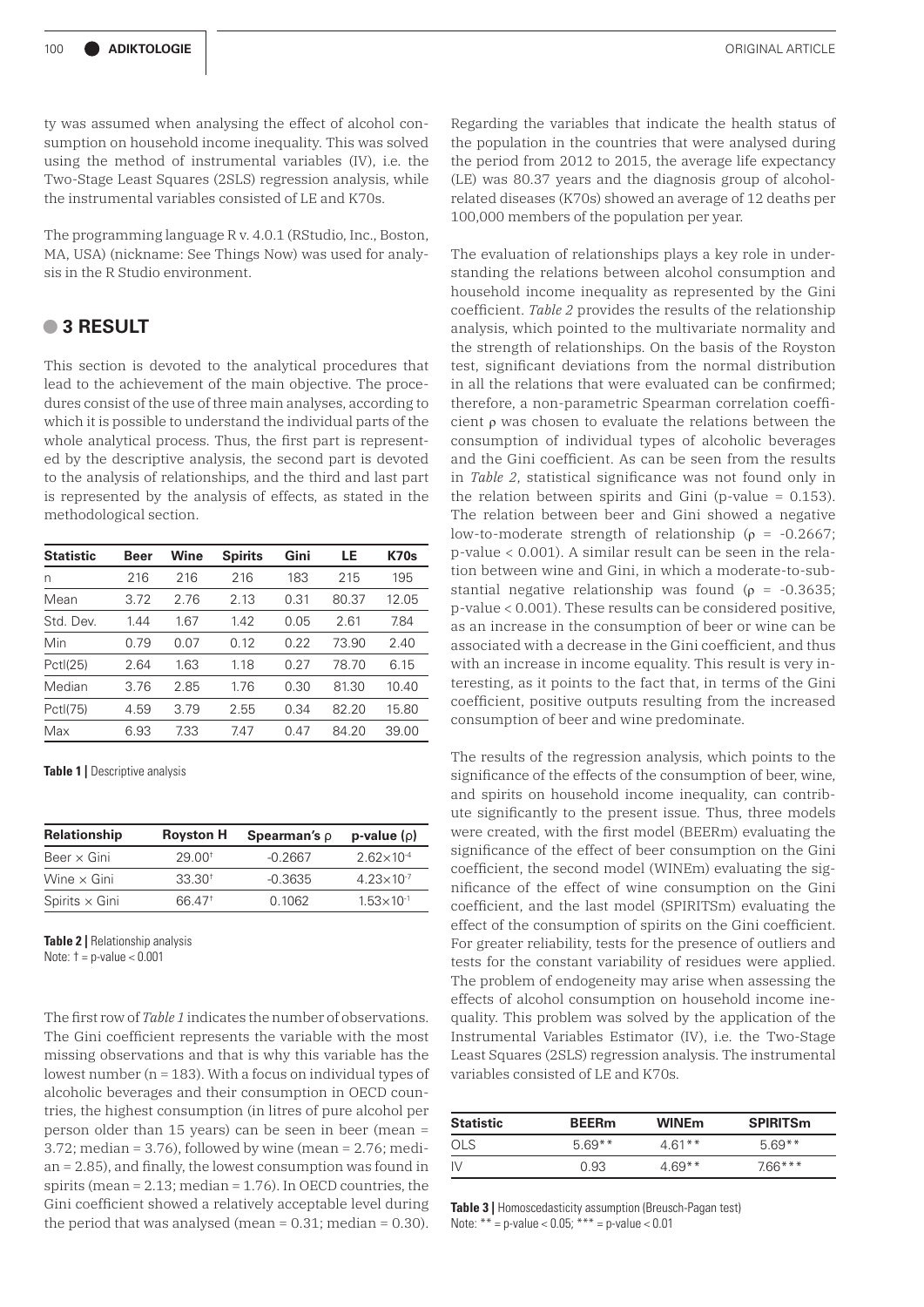ty was assumed when analysing the effect of alcohol consumption on household income inequality. This was solved using the method of instrumental variables (IV), i.e. the Two-Stage Least Squares (2SLS) regression analysis, while the instrumental variables consisted of LE and K70s.

The programming language R v. 4.0.1 (RStudio, Inc., Boston, MA, USA) (nickname: See Things Now) was used for analysis in the R Studio environment.

## 3 RESULT

This section is devoted to the analytical procedures that lead to the achievement of the main objective. The procedures consist of the use of three main analyses, according to which it is possible to understand the individual parts of the whole analytical process. Thus, the first part is represented by the descriptive analysis, the second part is devoted to the analysis of relationships, and the third and last part is represented by the analysis of effects, as stated in the methodological section.

| Statistic | Beer | Wine | Spirits | Gini | LE | K70s |
|---|---|---|---|---|---|---|
| n | 216 | 216 | 216 | 183 | 215 | 195 |
| Mean | 3.72 | 2.76 | 2.13 | 0.31 | 80.37 | 12.05 |
| Std. Dev. | 1.44 | 1.67 | 1.42 | 0.05 | 2.61 | 7.84 |
| Min | 0.79 | 0.07 | 0.12 | 0.22 | 73.90 | 2.40 |
| Pctl(25) | 2.64 | 1.63 | 1.18 | 0.27 | 78.70 | 6.15 |
| Median | 3.76 | 2.85 | 1.76 | 0.30 | 81.30 | 10.40 |
| Pctl(75) | 4.59 | 3.79 | 2.55 | 0.34 | 82.20 | 15.80 |
| Max | 6.93 | 7.33 | 7.47 | 0.47 | 84.20 | 39.00 |

**Table 1 |** Descriptive analysis

| Relationship | Royston H | Spearman's ρ | p-value (ρ) |
|---|---|---|---|
| Beer × Gini | 29.00† | -0.2667 | $2.62 \times 10^{-4}$ |
| Wine × Gini | 33.30† | -0.3635 | $4.23 \times 10^{-7}$ |
| Spirits × Gini | 66.47† | 0.1062 | $1.53 \times 10^{-1}$ |

**Table 2 |** Relationship analysis
Note: † = p-value < 0.001

The first row of *Table 1* indicates the number of observations. The Gini coefficient represents the variable with the most missing observations and that is why this variable has the lowest number (n = 183). With a focus on individual types of alcoholic beverages and their consumption in OECD countries, the highest consumption (in litres of pure alcohol per person older than 15 years) can be seen in beer (mean = 3.72; median = 3.76), followed by wine (mean = 2.76; median = 2.85), and finally, the lowest consumption was found in spirits (mean = 2.13; median = 1.76). In OECD countries, the Gini coefficient showed a relatively acceptable level during the period that was analysed (mean = 0.31; median = 0.30).

Regarding the variables that indicate the health status of the population in the countries that were analysed during the period from 2012 to 2015, the average life expectancy (LE) was 80.37 years and the diagnosis group of alcohol-related diseases (K70s) showed an average of 12 deaths per 100,000 members of the population per year.

The evaluation of relationships plays a key role in understanding the relations between alcohol consumption and household income inequality as represented by the Gini coefficient. *Table 2* provides the results of the relationship analysis, which pointed to the multivariate normality and the strength of relationships. On the basis of the Royston test, significant deviations from the normal distribution in all the relations that were evaluated can be confirmed; therefore, a non-parametric Spearman correlation coefficient ρ was chosen to evaluate the relations between the consumption of individual types of alcoholic beverages and the Gini coefficient. As can be seen from the results in *Table 2*, statistical significance was not found only in the relation between spirits and Gini (p-value = 0.153). The relation between beer and Gini showed a negative low-to-moderate strength of relationship (ρ = -0.2667; p-value < 0.001). A similar result can be seen in the relation between wine and Gini, in which a moderate-to-substantial negative relationship was found (ρ = -0.3635; p-value < 0.001). These results can be considered positive, as an increase in the consumption of beer or wine can be associated with a decrease in the Gini coefficient, and thus with an increase in income equality. This result is very interesting, as it points to the fact that, in terms of the Gini coefficient, positive outputs resulting from the increased consumption of beer and wine predominate.

The results of the regression analysis, which points to the significance of the effects of the consumption of beer, wine, and spirits on household income inequality, can contribute significantly to the present issue. Thus, three models were created, with the first model (BEERm) evaluating the significance of the effect of beer consumption on the Gini coefficient, the second model (WINEm) evaluating the significance of the effect of wine consumption on the Gini coefficient, and the last model (SPIRITSm) evaluating the effect of the consumption of spirits on the Gini coefficient. For greater reliability, tests for the presence of outliers and tests for the constant variability of residues were applied. The problem of endogeneity may arise when assessing the effects of alcohol consumption on household income inequality. This problem was solved by the application of the Instrumental Variables Estimator (IV), i.e. the Two-Stage Least Squares (2SLS) regression analysis. The instrumental variables consisted of LE and K70s.

| Statistic | BEERm | WINEm | SPIRITSm |
|---|---|---|---|
| OLS | 5.69** | 4.61** | 5.69** |
| IV | 0.93 | 4.69** | 7.66*** |

**Table 3 |** Homoscedasticity assumption (Breusch-Pagan test)
Note: ** = p-value < 0.05; *** = p-value < 0.01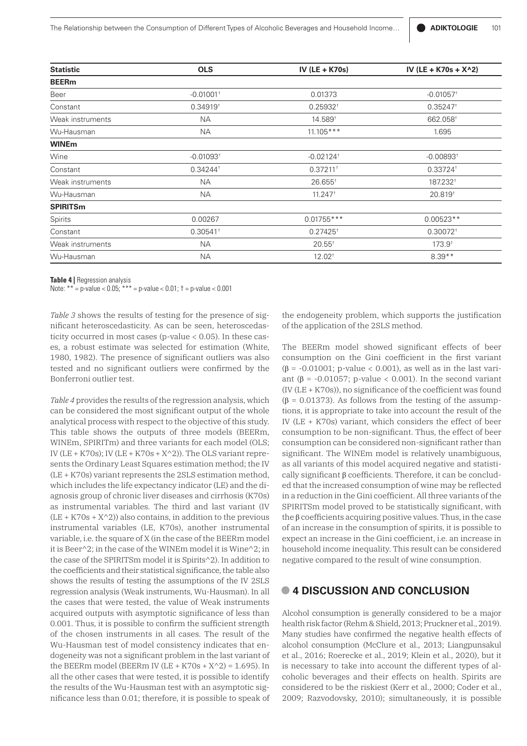| Statistic | OLS | IV (LE + K70s) | IV (LE + K70s + X^2) |
|---|---|---|---|
| **BEERm** | | | |
| Beer | -0.01001† | 0.01373 | -0.01057† |
| Constant | 0.34919† | 0.25932† | 0.35247† |
| Weak instruments | NA | 14.589† | 662.058† |
| Wu-Hausman | NA | 11.105*** | 1.695 |
| **WINEm** | | | |
| Wine | -0.01093† | -0.02124† | -0.00893† |
| Constant | 0.34244† | 0.37211† | 0.33724† |
| Weak instruments | NA | 26.655† | 187.232† |
| Wu-Hausman | NA | 11.247† | 20.819† |
| **SPIRITSm** | | | |
| Spirits | 0.00267 | 0.01755*** | 0.00523** |
| Constant | 0.30541† | 0.27425† | 0.30072† |
| Weak instruments | NA | 20.55† | 173.9† |
| Wu-Hausman | NA | 12.02† | 8.39** |

**Table 4 |** Regression analysis
Note: ** = p-value < 0.05; *** = p-value < 0.01; † = p-value < 0.001

*Table 3* shows the results of testing for the presence of significant heteroscedasticity. As can be seen, heteroscedasticity occurred in most cases (p-value < 0.05). In these cases, a robust estimate was selected for estimation (White, 1980, 1982). The presence of significant outliers was also tested and no significant outliers were confirmed by the Bonferroni outlier test.

*Table 4* provides the results of the regression analysis, which can be considered the most significant output of the whole analytical process with respect to the objective of this study. This table shows the outputs of three models (BEERm, WINEm, SPIRITm) and three variants for each model (OLS; IV (LE + K70s); IV (LE + K70s + X^2)). The OLS variant represents the Ordinary Least Squares estimation method; the IV (LE + K70s) variant represents the 2SLS estimation method, which includes the life expectancy indicator (LE) and the diagnosis group of chronic liver diseases and cirrhosis (K70s) as instrumental variables. The third and last variant (IV (LE + K70s + X^2)) also contains, in addition to the previous instrumental variables (LE, K70s), another instrumental variable, i.e. the square of X (in the case of the BEERm model it is Beer^2; in the case of the WINEm model it is Wine^2; in the case of the SPIRITSm model it is Spirits^2). In addition to the coefficients and their statistical significance, the table also shows the results of testing the assumptions of the IV 2SLS regression analysis (Weak instruments, Wu-Hausman). In all the cases that were tested, the value of Weak instruments acquired outputs with asymptotic significance of less than 0.001. Thus, it is possible to confirm the sufficient strength of the chosen instruments in all cases. The result of the Wu-Hausman test of model consistency indicates that endogeneity was not a significant problem in the last variant of the BEERm model (BEERm IV (LE + K70s + X^2) = 1.695). In all the other cases that were tested, it is possible to identify the results of the Wu-Hausman test with an asymptotic significance less than 0.01; therefore, it is possible to speak of the endogeneity problem, which supports the justification of the application of the 2SLS method.

The BEERm model showed significant effects of beer consumption on the Gini coefficient in the first variant ($\beta = -0.01001$; p-value < 0.001), as well as in the last variant ($\beta = -0.01057$; p-value < 0.001). In the second variant (IV (LE + K70s)), no significance of the coefficient was found ($\beta = 0.01373$). As follows from the testing of the assumptions, it is appropriate to take into account the result of the IV (LE + K70s) variant, which considers the effect of beer consumption to be non-significant. Thus, the effect of beer consumption can be considered non-significant rather than significant. The WINEm model is relatively unambiguous, as all variants of this model acquired negative and statistically significant β coefficients. Therefore, it can be concluded that the increased consumption of wine may be reflected in a reduction in the Gini coefficient. All three variants of the SPIRITSm model proved to be statistically significant, with the β coefficients acquiring positive values. Thus, in the case of an increase in the consumption of spirits, it is possible to expect an increase in the Gini coefficient, i.e. an increase in household income inequality. This result can be considered negative compared to the result of wine consumption.

## 4 DISCUSSION AND CONCLUSION

Alcohol consumption is generally considered to be a major health risk factor (Rehm & Shield, 2013; Pruckner et al., 2019). Many studies have confirmed the negative health effects of alcohol consumption (McClure et al., 2013; Liangpunsakul et al., 2016; Roerecke et al., 2019; Klein et al., 2020), but it is necessary to take into account the different types of alcoholic beverages and their effects on health. Spirits are considered to be the riskiest (Kerr et al., 2000; Coder et al., 2009; Razvodovsky, 2010); simultaneously, it is possible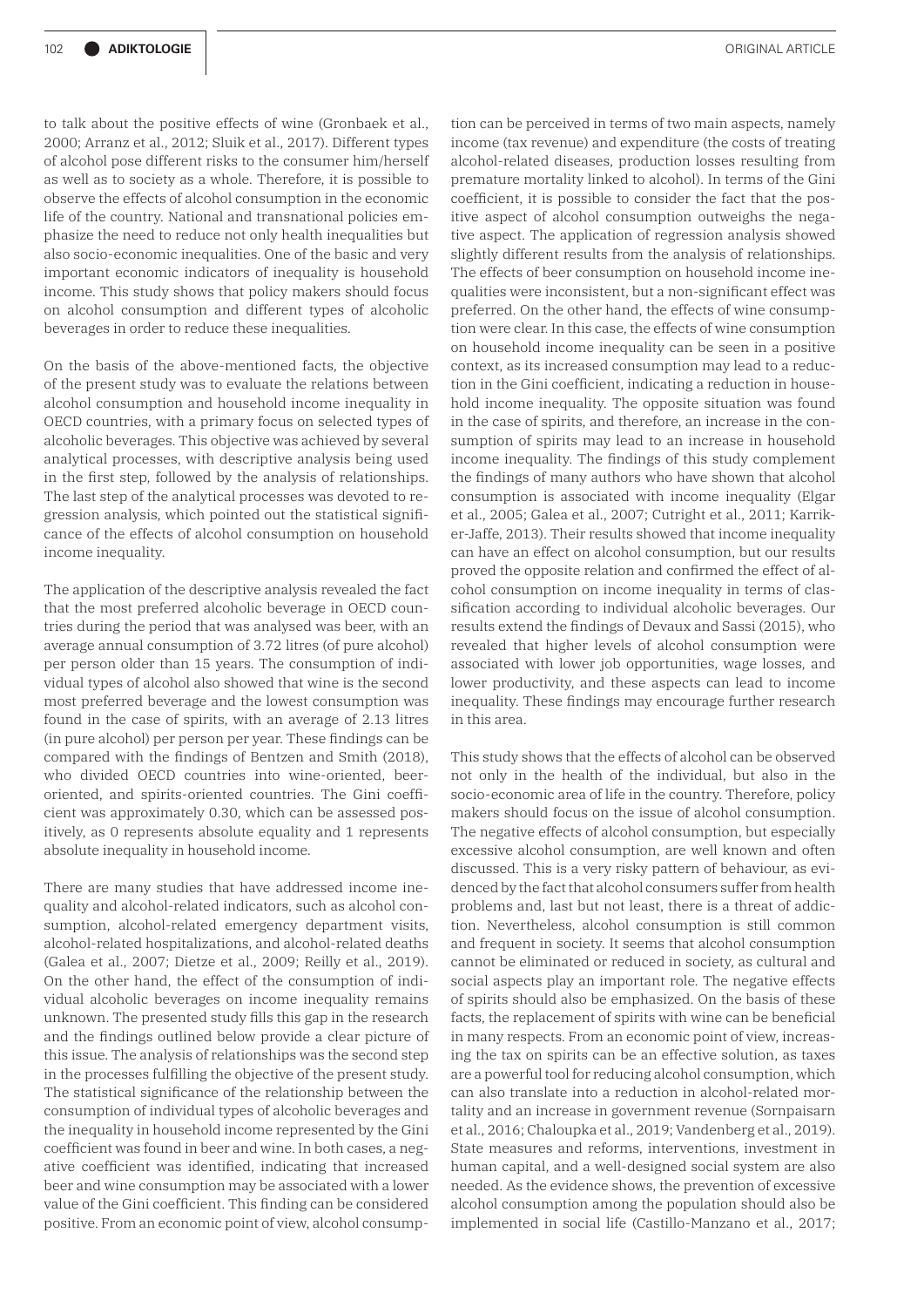to talk about the positive effects of wine (Gronbaek et al., 2000; Arranz et al., 2012; Sluik et al., 2017). Different types of alcohol pose different risks to the consumer him/herself as well as to society as a whole. Therefore, it is possible to observe the effects of alcohol consumption in the economic life of the country. National and transnational policies emphasize the need to reduce not only health inequalities but also socio-economic inequalities. One of the basic and very important economic indicators of inequality is household income. This study shows that policy makers should focus on alcohol consumption and different types of alcoholic beverages in order to reduce these inequalities.

On the basis of the above-mentioned facts, the objective of the present study was to evaluate the relations between alcohol consumption and household income inequality in OECD countries, with a primary focus on selected types of alcoholic beverages. This objective was achieved by several analytical processes, with descriptive analysis being used in the first step, followed by the analysis of relationships. The last step of the analytical processes was devoted to regression analysis, which pointed out the statistical significance of the effects of alcohol consumption on household income inequality.

The application of the descriptive analysis revealed the fact that the most preferred alcoholic beverage in OECD countries during the period that was analysed was beer, with an average annual consumption of 3.72 litres (of pure alcohol) per person older than 15 years. The consumption of individual types of alcohol also showed that wine is the second most preferred beverage and the lowest consumption was found in the case of spirits, with an average of 2.13 litres (in pure alcohol) per person per year. These findings can be compared with the findings of Bentzen and Smith (2018), who divided OECD countries into wine-oriented, beer-oriented, and spirits-oriented countries. The Gini coefficient was approximately 0.30, which can be assessed positively, as 0 represents absolute equality and 1 represents absolute inequality in household income.

There are many studies that have addressed income inequality and alcohol-related indicators, such as alcohol consumption, alcohol-related emergency department visits, alcohol-related hospitalizations, and alcohol-related deaths (Galea et al., 2007; Dietze et al., 2009; Reilly et al., 2019). On the other hand, the effect of the consumption of individual alcoholic beverages on income inequality remains unknown. The presented study fills this gap in the research and the findings outlined below provide a clear picture of this issue. The analysis of relationships was the second step in the processes fulfilling the objective of the present study. The statistical significance of the relationship between the consumption of individual types of alcoholic beverages and the inequality in household income represented by the Gini coefficient was found in beer and wine. In both cases, a negative coefficient was identified, indicating that increased beer and wine consumption may be associated with a lower value of the Gini coefficient. This finding can be considered positive. From an economic point of view, alcohol consumption can be perceived in terms of two main aspects, namely income (tax revenue) and expenditure (the costs of treating alcohol-related diseases, production losses resulting from premature mortality linked to alcohol). In terms of the Gini coefficient, it is possible to consider the fact that the positive aspect of alcohol consumption outweighs the negative aspect. The application of regression analysis showed slightly different results from the analysis of relationships. The effects of beer consumption on household income inequalities were inconsistent, but a non-significant effect was preferred. On the other hand, the effects of wine consumption were clear. In this case, the effects of wine consumption on household income inequality can be seen in a positive context, as its increased consumption may lead to a reduction in the Gini coefficient, indicating a reduction in household income inequality. The opposite situation was found in the case of spirits, and therefore, an increase in the consumption of spirits may lead to an increase in household income inequality. The findings of this study complement the findings of many authors who have shown that alcohol consumption is associated with income inequality (Elgar et al., 2005; Galea et al., 2007; Cutright et al., 2011; Karriker-Jaffe, 2013). Their results showed that income inequality can have an effect on alcohol consumption, but our results proved the opposite relation and confirmed the effect of alcohol consumption on income inequality in terms of classification according to individual alcoholic beverages. Our results extend the findings of Devaux and Sassi (2015), who revealed that higher levels of alcohol consumption were associated with lower job opportunities, wage losses, and lower productivity, and these aspects can lead to income inequality. These findings may encourage further research in this area.

This study shows that the effects of alcohol can be observed not only in the health of the individual, but also in the socio-economic area of life in the country. Therefore, policy makers should focus on the issue of alcohol consumption. The negative effects of alcohol consumption, but especially excessive alcohol consumption, are well known and often discussed. This is a very risky pattern of behaviour, as evidenced by the fact that alcohol consumers suffer from health problems and, last but not least, there is a threat of addiction. Nevertheless, alcohol consumption is still common and frequent in society. It seems that alcohol consumption cannot be eliminated or reduced in society, as cultural and social aspects play an important role. The negative effects of spirits should also be emphasized. On the basis of these facts, the replacement of spirits with wine can be beneficial in many respects. From an economic point of view, increasing the tax on spirits can be an effective solution, as taxes are a powerful tool for reducing alcohol consumption, which can also translate into a reduction in alcohol-related mortality and an increase in government revenue (Sornpaisarn et al., 2016; Chaloupka et al., 2019; Vandenberg et al., 2019). State measures and reforms, interventions, investment in human capital, and a well-designed social system are also needed. As the evidence shows, the prevention of excessive alcohol consumption among the population should also be implemented in social life (Castillo-Manzano et al., 2017;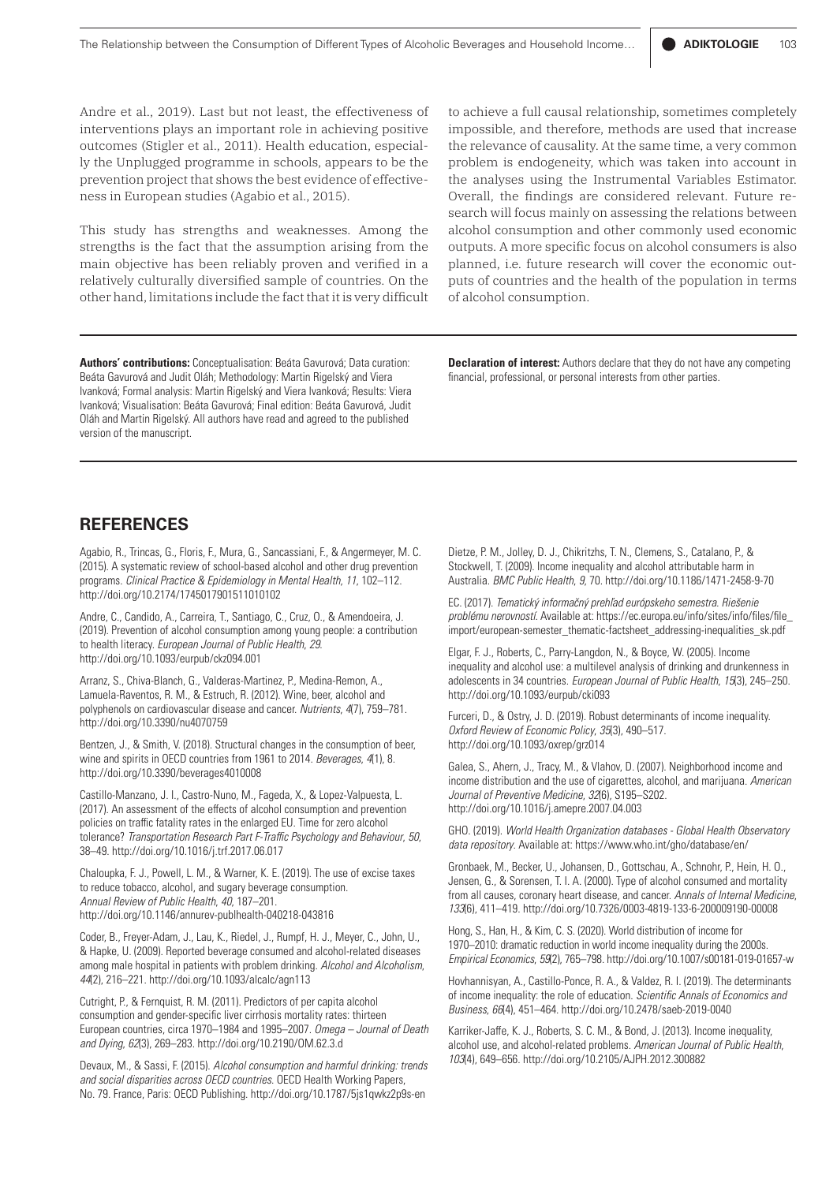Andre et al., 2019). Last but not least, the effectiveness of interventions plays an important role in achieving positive outcomes (Stigler et al., 2011). Health education, especially the Unplugged programme in schools, appears to be the prevention project that shows the best evidence of effectiveness in European studies (Agabio et al., 2015).

This study has strengths and weaknesses. Among the strengths is the fact that the assumption arising from the main objective has been reliably proven and verified in a relatively culturally diversified sample of countries. On the other hand, limitations include the fact that it is very difficult to achieve a full causal relationship, sometimes completely impossible, and therefore, methods are used that increase the relevance of causality. At the same time, a very common problem is endogeneity, which was taken into account in the analyses using the Instrumental Variables Estimator. Overall, the findings are considered relevant. Future research will focus mainly on assessing the relations between alcohol consumption and other commonly used economic outputs. A more specific focus on alcohol consumers is also planned, i.e. future research will cover the economic outputs of countries and the health of the population in terms of alcohol consumption.

**Authors' contributions:** Conceptualisation: Beáta Gavurová; Data curation: Beáta Gavurová and Judit Oláh; Methodology: Martin Rigelský and Viera Ivanková; Formal analysis: Martin Rigelský and Viera Ivanková; Results: Viera Ivanková; Visualisation: Beáta Gavurová; Final edition: Beáta Gavurová, Judit Oláh and Martin Rigelský. All authors have read and agreed to the published version of the manuscript.

**Declaration of interest:** Authors declare that they do not have any competing financial, professional, or personal interests from other parties.

## REFERENCES

Agabio, R., Trincas, G., Floris, F., Mura, G., Sancassiani, F., & Angermeyer, M. C. (2015). A systematic review of school-based alcohol and other drug prevention programs. *Clinical Practice & Epidemiology in Mental Health*, *11*, 102–112. http://doi.org/10.2174/1745017901511010102

Andre, C., Candido, A., Carreira, T., Santiago, C., Cruz, O., & Amendoeira, J. (2019). Prevention of alcohol consumption among young people: a contribution to health literacy. *European Journal of Public Health*, *29*. http://doi.org/10.1093/eurpub/ckz094.001

Arranz, S., Chiva-Blanch, G., Valderas-Martinez, P., Medina-Remon, A., Lamuela-Raventos, R. M., & Estruch, R. (2012). Wine, beer, alcohol and polyphenols on cardiovascular disease and cancer. *Nutrients*, *4*(7), 759–781. http://doi.org/10.3390/nu4070759

Bentzen, J., & Smith, V. (2018). Structural changes in the consumption of beer, wine and spirits in OECD countries from 1961 to 2014. *Beverages*, *4*(1), 8. http://doi.org/10.3390/beverages4010008

Castillo-Manzano, J. I., Castro-Nuno, M., Fageda, X., & Lopez-Valpuesta, L. (2017). An assessment of the effects of alcohol consumption and prevention policies on traffic fatality rates in the enlarged EU. Time for zero alcohol tolerance? *Transportation Research Part F-Traffic Psychology and Behaviour*, *50*, 38–49. http://doi.org/10.1016/j.trf.2017.06.017

Chaloupka, F. J., Powell, L. M., & Warner, K. E. (2019). The use of excise taxes to reduce tobacco, alcohol, and sugary beverage consumption. *Annual Review of Public Health*, *40*, 187–201. http://doi.org/10.1146/annurev-publhealth-040218-043816

Coder, B., Freyer-Adam, J., Lau, K., Riedel, J., Rumpf, H. J., Meyer, C., John, U., & Hapke, U. (2009). Reported beverage consumed and alcohol-related diseases among male hospital in patients with problem drinking. *Alcohol and Alcoholism*, *44*(2), 216–221. http://doi.org/10.1093/alcalc/agn113

Cutright, P., & Fernquist, R. M. (2011). Predictors of per capita alcohol consumption and gender-specific liver cirrhosis mortality rates: thirteen European countries, circa 1970–1984 and 1995–2007. *Omega – Journal of Death and Dying*, *62*(3), 269–283. http://doi.org/10.2190/OM.62.3.d

Devaux, M., & Sassi, F. (2015). *Alcohol consumption and harmful drinking: trends and social disparities across OECD countries.* OECD Health Working Papers, No. 79. France, Paris: OECD Publishing. http://doi.org/10.1787/5js1qwkz2p9s-en

Dietze, P. M., Jolley, D. J., Chikritzhs, T. N., Clemens, S., Catalano, P., & Stockwell, T. (2009). Income inequality and alcohol attributable harm in Australia. *BMC Public Health*, *9*, 70. http://doi.org/10.1186/1471-2458-9-70

EC. (2017). *Tematický informačný prehľad európskeho semestra. Riešenie problému nerovností.* Available at: https://ec.europa.eu/info/sites/info/files/file_import/european-semester_thematic-factsheet_addressing-inequalities_sk.pdf

Elgar, F. J., Roberts, C., Parry-Langdon, N., & Boyce, W. (2005). Income inequality and alcohol use: a multilevel analysis of drinking and drunkenness in adolescents in 34 countries. *European Journal of Public Health*, *15*(3), 245–250. http://doi.org/10.1093/eurpub/cki093

Furceri, D., & Ostry, J. D. (2019). Robust determinants of income inequality. *Oxford Review of Economic Policy*, *35*(3), 490–517. http://doi.org/10.1093/oxrep/grz014

Galea, S., Ahern, J., Tracy, M., & Vlahov, D. (2007). Neighborhood income and income distribution and the use of cigarettes, alcohol, and marijuana. *American Journal of Preventive Medicine*, *32*(6), S195–S202. http://doi.org/10.1016/j.amepre.2007.04.003

GHO. (2019). *World Health Organization databases - Global Health Observatory data repository.* Available at: https://www.who.int/gho/database/en/

Gronbaek, M., Becker, U., Johansen, D., Gottschau, A., Schnohr, P., Hein, H. O., Jensen, G., & Sorensen, T. I. A. (2000). Type of alcohol consumed and mortality from all causes, coronary heart disease, and cancer. *Annals of Internal Medicine*, *133*(6), 411–419. http://doi.org/10.7326/0003-4819-133-6-200009190-00008

Hong, S., Han, H., & Kim, C. S. (2020). World distribution of income for 1970–2010: dramatic reduction in world income inequality during the 2000s. *Empirical Economics*, *59*(2), 765–798. http://doi.org/10.1007/s00181-019-01657-w

Hovhannisyan, A., Castillo-Ponce, R. A., & Valdez, R. I. (2019). The determinants of income inequality: the role of education. *Scientific Annals of Economics and Business*, *66*(4), 451–464. http://doi.org/10.2478/saeb-2019-0040

Karriker-Jaffe, K. J., Roberts, S. C. M., & Bond, J. (2013). Income inequality, alcohol use, and alcohol-related problems. *American Journal of Public Health*, *103*(4), 649–656. http://doi.org/10.2105/AJPH.2012.300882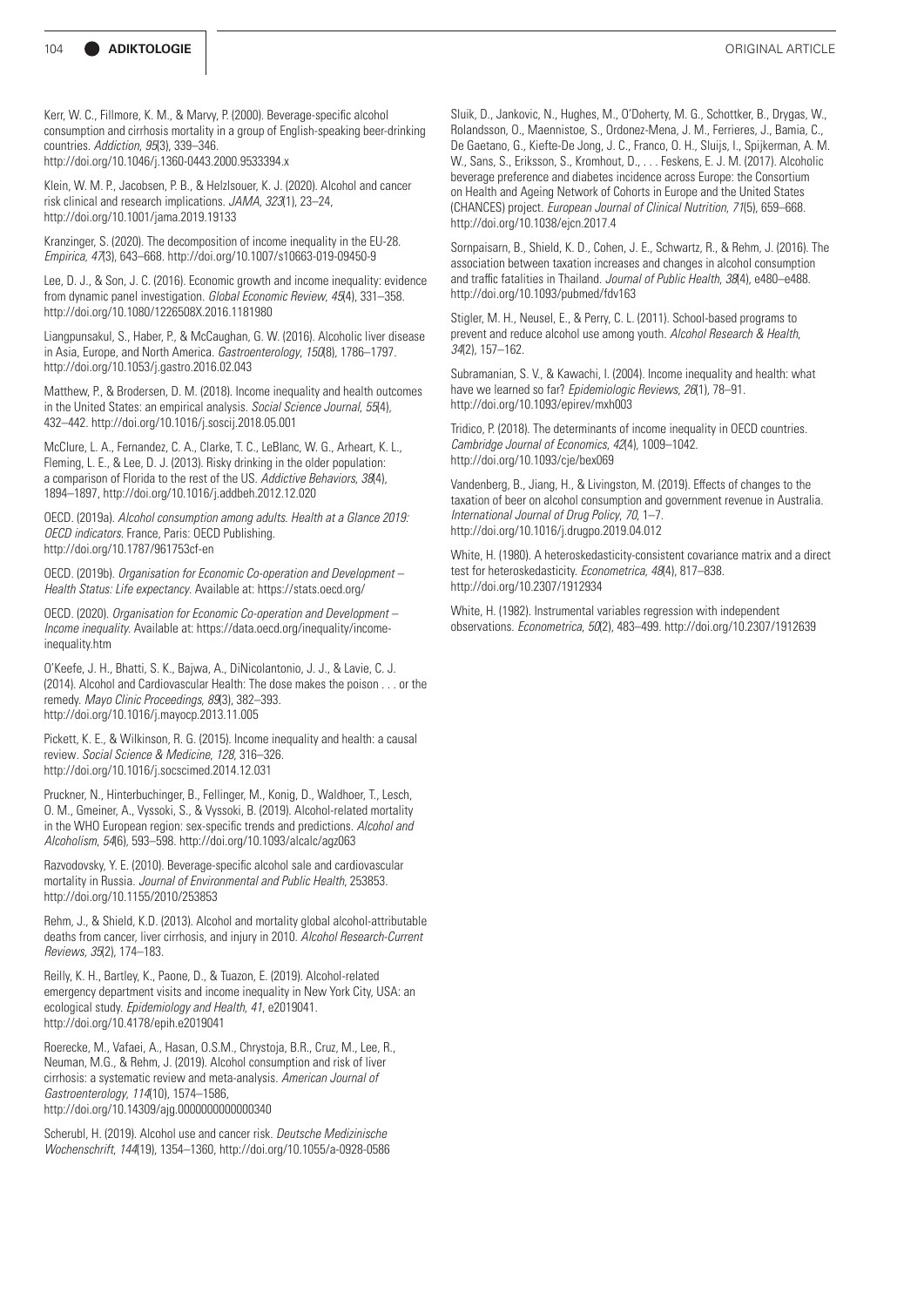Kerr, W. C., Fillmore, K. M., & Marvy, P. (2000). Beverage-specific alcohol consumption and cirrhosis mortality in a group of English-speaking beer-drinking countries. *Addiction*, *95*(3), 339–346. http://doi.org/10.1046/j.1360-0443.2000.9533394.x

Klein, W. M. P., Jacobsen, P. B., & Helzlsouer, K. J. (2020). Alcohol and cancer risk clinical and research implications. *JAMA*, *323*(1), 23–24, http://doi.org/10.1001/jama.2019.19133

Kranzinger, S. (2020). The decomposition of income inequality in the EU-28. *Empirica*, *47*(3), 643–668. http://doi.org/10.1007/s10663-019-09450-9

Lee, D. J., & Son, J. C. (2016). Economic growth and income inequality: evidence from dynamic panel investigation. *Global Economic Review*, *45*(4), 331–358. http://doi.org/10.1080/1226508X.2016.1181980

Liangpunsakul, S., Haber, P., & McCaughan, G. W. (2016). Alcoholic liver disease in Asia, Europe, and North America. *Gastroenterology*, *150*(8), 1786–1797. http://doi.org/10.1053/j.gastro.2016.02.043

Matthew, P., & Brodersen, D. M. (2018). Income inequality and health outcomes in the United States: an empirical analysis. *Social Science Journal*, *55*(4), 432–442. http://doi.org/10.1016/j.soscij.2018.05.001

McClure, L. A., Fernandez, C. A., Clarke, T. C., LeBlanc, W. G., Arheart, K. L., Fleming, L. E., & Lee, D. J. (2013). Risky drinking in the older population: a comparison of Florida to the rest of the US. *Addictive Behaviors*, *38*(4), 1894–1897, http://doi.org/10.1016/j.addbeh.2012.12.020

OECD. (2019a). *Alcohol consumption among adults. Health at a Glance 2019: OECD indicators*. France, Paris: OECD Publishing. http://doi.org/10.1787/961753cf-en

OECD. (2019b). *Organisation for Economic Co-operation and Development – Health Status: Life expectancy*. Available at: https://stats.oecd.org/

OECD. (2020). *Organisation for Economic Co-operation and Development – Income inequality*. Available at: https://data.oecd.org/inequality/income-inequality.htm

O'Keefe, J. H., Bhatti, S. K., Bajwa, A., DiNicolantonio, J. J., & Lavie, C. J. (2014). Alcohol and Cardiovascular Health: The dose makes the poison . . . or the remedy. *Mayo Clinic Proceedings*, *89*(3), 382–393. http://doi.org/10.1016/j.mayocp.2013.11.005

Pickett, K. E., & Wilkinson, R. G. (2015). Income inequality and health: a causal review. *Social Science & Medicine*, *128*, 316–326. http://doi.org/10.1016/j.socscimed.2014.12.031

Pruckner, N., Hinterbuchinger, B., Fellinger, M., Konig, D., Waldhoer, T., Lesch, O. M., Gmeiner, A., Vyssoki, S., & Vyssoki, B. (2019). Alcohol-related mortality in the WHO European region: sex-specific trends and predictions. *Alcohol and Alcoholism*, *54*(6), 593–598. http://doi.org/10.1093/alcalc/agz063

Razvodovsky, Y. E. (2010). Beverage-specific alcohol sale and cardiovascular mortality in Russia. *Journal of Environmental and Public Health*, 253853. http://doi.org/10.1155/2010/253853

Rehm, J., & Shield, K.D. (2013). Alcohol and mortality global alcohol-attributable deaths from cancer, liver cirrhosis, and injury in 2010. *Alcohol Research-Current Reviews*, *35*(2), 174–183.

Reilly, K. H., Bartley, K., Paone, D., & Tuazon, E. (2019). Alcohol-related emergency department visits and income inequality in New York City, USA: an ecological study. *Epidemiology and Health*, *41*, e2019041. http://doi.org/10.4178/epih.e2019041

Roerecke, M., Vafaei, A., Hasan, O.S.M., Chrystoja, B.R., Cruz, M., Lee, R., Neuman, M.G., & Rehm, J. (2019). Alcohol consumption and risk of liver cirrhosis: a systematic review and meta-analysis. *American Journal of Gastroenterology*, *114*(10), 1574–1586, http://doi.org/10.14309/ajg.0000000000000340

Scherubl, H. (2019). Alcohol use and cancer risk. *Deutsche Medizinische Wochenschrift*, *144*(19), 1354–1360, http://doi.org/10.1055/a-0928-0586

Sluik, D., Jankovic, N., Hughes, M., O'Doherty, M. G., Schottker, B., Drygas, W., Rolandsson, O., Maennistoe, S., Ordonez-Mena, J. M., Ferrieres, J., Bamia, C., De Gaetano, G., Kiefte-De Jong, J. C., Franco, O. H., Sluijs, I., Spijkerman, A. M. W., Sans, S., Eriksson, S., Kromhout, D., . . . Feskens, E. J. M. (2017). Alcoholic beverage preference and diabetes incidence across Europe: the Consortium on Health and Ageing Network of Cohorts in Europe and the United States (CHANCES) project. *European Journal of Clinical Nutrition*, *71*(5), 659–668. http://doi.org/10.1038/ejcn.2017.4

Sornpaisarn, B., Shield, K. D., Cohen, J. E., Schwartz, R., & Rehm, J. (2016). The association between taxation increases and changes in alcohol consumption and traffic fatalities in Thailand. *Journal of Public Health*, *38*(4), e480–e488. http://doi.org/10.1093/pubmed/fdv163

Stigler, M. H., Neusel, E., & Perry, C. L. (2011). School-based programs to prevent and reduce alcohol use among youth. *Alcohol Research & Health*, *34*(2), 157–162.

Subramanian, S. V., & Kawachi, I. (2004). Income inequality and health: what have we learned so far? *Epidemiologic Reviews*, *26*(1), 78–91. http://doi.org/10.1093/epirev/mxh003

Tridico, P. (2018). The determinants of income inequality in OECD countries. *Cambridge Journal of Economics*, *42*(4), 1009–1042. http://doi.org/10.1093/cje/bex069

Vandenberg, B., Jiang, H., & Livingston, M. (2019). Effects of changes to the taxation of beer on alcohol consumption and government revenue in Australia. *International Journal of Drug Policy*, *70*, 1–7. http://doi.org/10.1016/j.drugpo.2019.04.012

White, H. (1980). A heteroskedasticity-consistent covariance matrix and a direct test for heteroskedasticity. *Econometrica*, *48*(4), 817–838. http://doi.org/10.2307/1912934

White, H. (1982). Instrumental variables regression with independent observations. *Econometrica*, *50*(2), 483–499. http://doi.org/10.2307/1912639